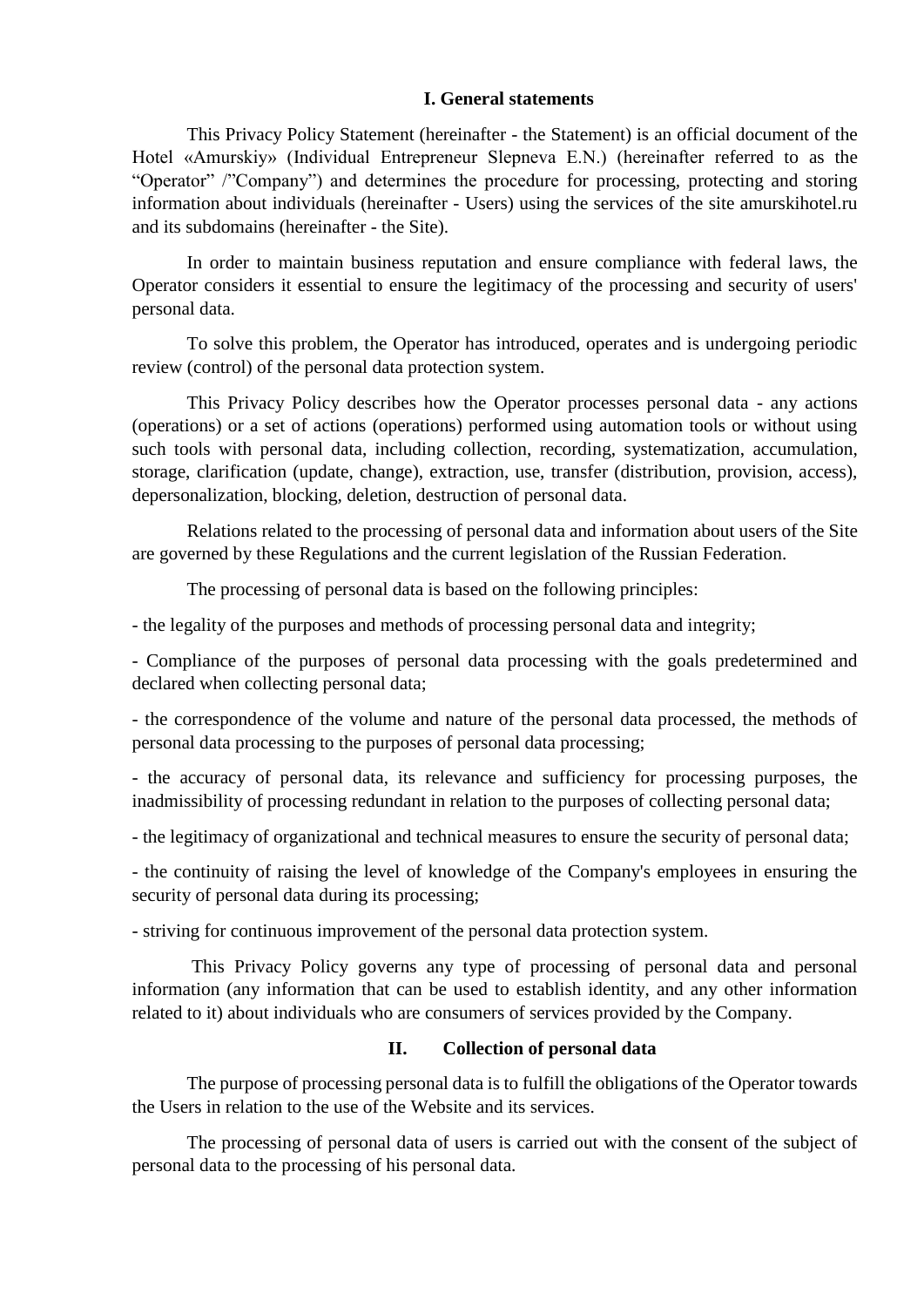## I. General statements

This Privacy Policy Statement (hereinafter - the Statement) is an official document of the Hotel «Amurskiy» (Individual Entrepreneur Slepneva E.N.) (hereinafter referred to as the "Operator" /"Company") and determines the procedure for processing, protecting and storing information about individuals (hereinafter - Users) using the services of the site amurskihotel.ru and its subdomains (hereinafter - the Site).

In order to maintain business reputation and ensure compliance with federal laws, the Operator considers it essential to ensure the legitimacy of the processing and security of users' personal data.

To solve this problem, the Operator has introduced, operates and is undergoing periodic review (control) of the personal data protection system.

This Privacy Policy describes how the Operator processes personal data - any actions (operations) or a set of actions (operations) performed using automation tools or without using such tools with personal data, including collection, recording, systematization, accumulation, storage, clarification (update, change), extraction, use, transfer (distribution, provision, access), depersonalization, blocking, deletion, destruction of personal data.

Relations related to the processing of personal data and information about users of the Site are governed by these Regulations and the current legislation of the Russian Federation.

The processing of personal data is based on the following principles:

- the legality of the purposes and methods of processing personal data and integrity;

- Compliance of the purposes of personal data processing with the goals predetermined and declared when collecting personal data;

- the correspondence of the volume and nature of the personal data processed, the methods of personal data processing to the purposes of personal data processing;

- the accuracy of personal data, its relevance and sufficiency for processing purposes, the inadmissibility of processing redundant in relation to the purposes of collecting personal data;

- the legitimacy of organizational and technical measures to ensure the security of personal data;

- the continuity of raising the level of knowledge of the Company's employees in ensuring the security of personal data during its processing;

- striving for continuous improvement of the personal data protection system.

This Privacy Policy governs any type of processing of personal data and personal information (any information that can be used to establish identity, and any other information related to it) about individuals who are consumers of services provided by the Company.

## II. Collection of personal data

The purpose of processing personal data is to fulfill the obligations of the Operator towards the Users in relation to the use of the Website and its services.

The processing of personal data of users is carried out with the consent of the subject of personal data to the processing of his personal data.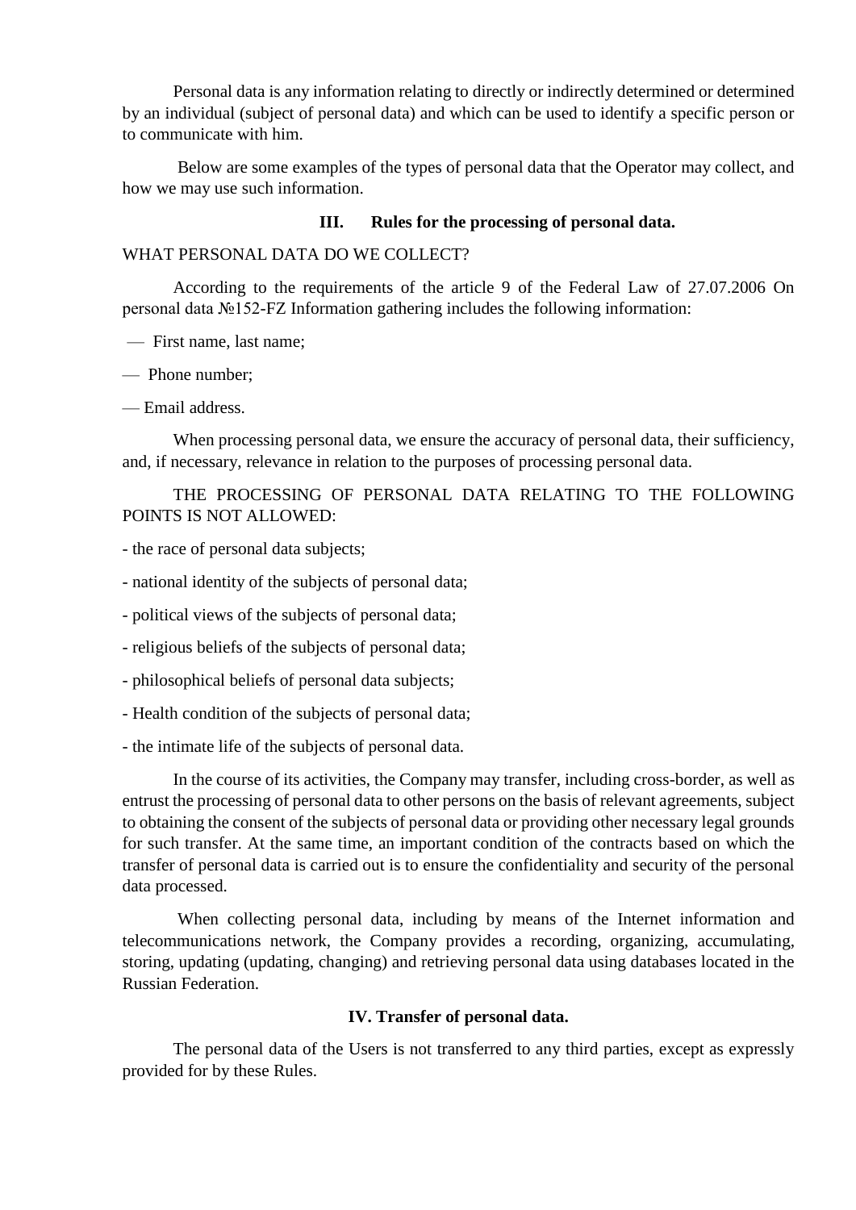Personal data is any information relating to directly or indirectly determined or determined by an individual (subject of personal data) and which can be used to identify a specific person or to communicate with him.

Below are some examples of the types of personal data that the Operator may collect, and how we may use such information.

### III. Rules for the processing of personal data.

WHAT PERSONAL DATA DO WE COLLECT?

According to the requirements of the article 9 of the Federal Law of 27.07.2006 On personal data №152-FZ Information gathering includes the following information:

— First name, last name;

— Phone number;

— Email address.

When processing personal data, we ensure the accuracy of personal data, their sufficiency, and, if necessary, relevance in relation to the purposes of processing personal data.

THE PROCESSING OF PERSONAL DATA RELATING TO THE FOLLOWING POINTS IS NOT ALLOWED:

- the race of personal data subjects;
- national identity of the subjects of personal data;
- political views of the subjects of personal data;
- religious beliefs of the subjects of personal data;
- philosophical beliefs of personal data subjects;
- Health condition of the subjects of personal data;
- the intimate life of the subjects of personal data.

In the course of its activities, the Company may transfer, including cross-border, as well as entrust the processing of personal data to other persons on the basis of relevant agreements, subject to obtaining the consent of the subjects of personal data or providing other necessary legal grounds for such transfer. At the same time, an important condition of the contracts based on which the transfer of personal data is carried out is to ensure the confidentiality and security of the personal data processed.

When collecting personal data, including by means of the Internet information and telecommunications network, the Company provides a recording, organizing, accumulating, storing, updating (updating, changing) and retrieving personal data using databases located in the Russian Federation.

### IV. Transfer of personal data.

The personal data of the Users is not transferred to any third parties, except as expressly provided for by these Rules.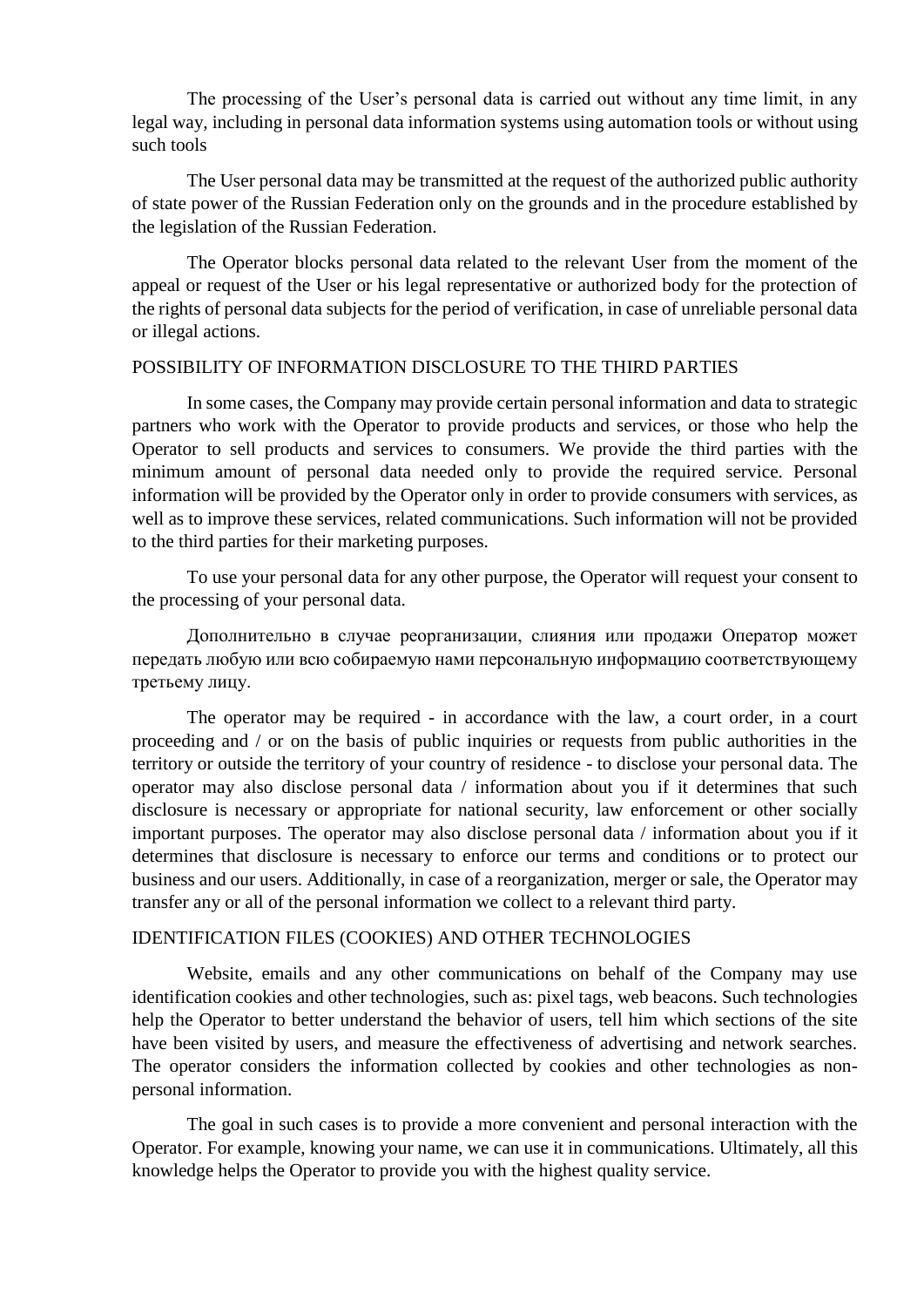The processing of the User's personal data is carried out without any time limit, in any legal way, including in personal data information systems using automation tools or without using such tools

The User personal data may be transmitted at the request of the authorized public authority of state power of the Russian Federation only on the grounds and in the procedure established by the legislation of the Russian Federation.

The Operator blocks personal data related to the relevant User from the moment of the appeal or request of the User or his legal representative or authorized body for the protection of the rights of personal data subjects for the period of verification, in case of unreliable personal data or illegal actions.

## POSSIBILITY OF INFORMATION DISCLOSURE TO THE THIRD PARTIES

In some cases, the Company may provide certain personal information and data to strategic partners who work with the Operator to provide products and services, or those who help the Operator to sell products and services to consumers. We provide the third parties with the minimum amount of personal data needed only to provide the required service. Personal information will be provided by the Operator only in order to provide consumers with services, as well as to improve these services, related communications. Such information will not be provided to the third parties for their marketing purposes.

To use your personal data for any other purpose, the Operator will request your consent to the processing of your personal data.

Дополнительно в случае реорганизации, слияния или продажи Оператор может передать любую или всю собираемую нами персональную информацию соответствующему третьему лицу.

The operator may be required - in accordance with the law, a court order, in a court proceeding and / or on the basis of public inquiries or requests from public authorities in the territory or outside the territory of your country of residence - to disclose your personal data. The operator may also disclose personal data / information about you if it determines that such disclosure is necessary or appropriate for national security, law enforcement or other socially important purposes. The operator may also disclose personal data / information about you if it determines that disclosure is necessary to enforce our terms and conditions or to protect our business and our users. Additionally, in case of a reorganization, merger or sale, the Operator may transfer any or all of the personal information we collect to a relevant third party.

## IDENTIFICATION FILES (COOKIES) AND OTHER TECHNOLOGIES

Website, emails and any other communications on behalf of the Company may use identification cookies and other technologies, such as: pixel tags, web beacons. Such technologies help the Operator to better understand the behavior of users, tell him which sections of the site have been visited by users, and measure the effectiveness of advertising and network searches. The operator considers the information collected by cookies and other technologies as non-personal information.

The goal in such cases is to provide a more convenient and personal interaction with the Operator. For example, knowing your name, we can use it in communications. Ultimately, all this knowledge helps the Operator to provide you with the highest quality service.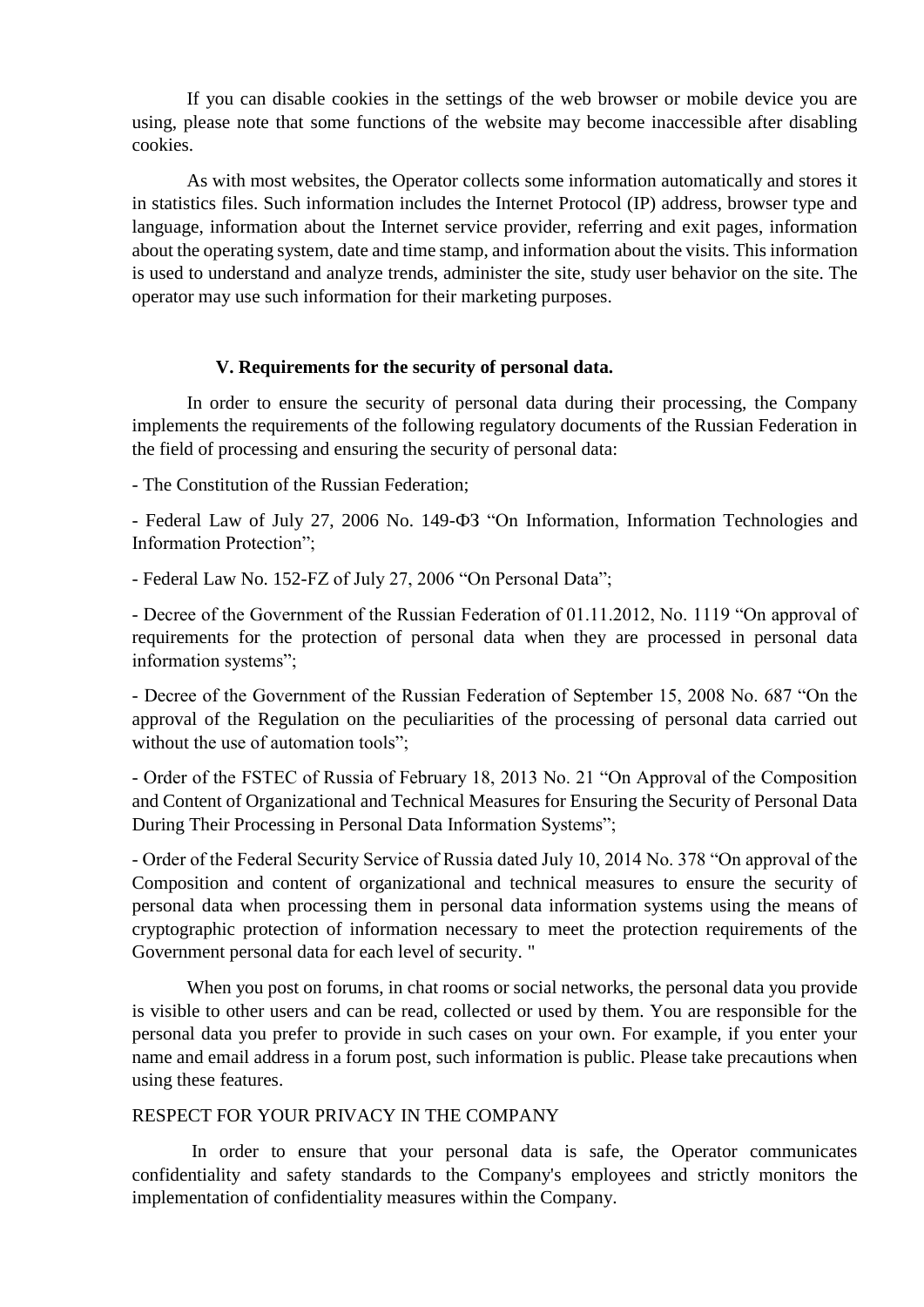If you can disable cookies in the settings of the web browser or mobile device you are using, please note that some functions of the website may become inaccessible after disabling cookies.

As with most websites, the Operator collects some information automatically and stores it in statistics files. Such information includes the Internet Protocol (IP) address, browser type and language, information about the Internet service provider, referring and exit pages, information about the operating system, date and time stamp, and information about the visits. This information is used to understand and analyze trends, administer the site, study user behavior on the site. The operator may use such information for their marketing purposes.

## V. Requirements for the security of personal data.

In order to ensure the security of personal data during their processing, the Company implements the requirements of the following regulatory documents of the Russian Federation in the field of processing and ensuring the security of personal data:

- The Constitution of the Russian Federation;

- Federal Law of July 27, 2006 No. 149-ФЗ "On Information, Information Technologies and Information Protection";

- Federal Law No. 152-FZ of July 27, 2006 "On Personal Data";

- Decree of the Government of the Russian Federation of 01.11.2012, No. 1119 "On approval of requirements for the protection of personal data when they are processed in personal data information systems";

- Decree of the Government of the Russian Federation of September 15, 2008 No. 687 "On the approval of the Regulation on the peculiarities of the processing of personal data carried out without the use of automation tools";

- Order of the FSTEC of Russia of February 18, 2013 No. 21 "On Approval of the Composition and Content of Organizational and Technical Measures for Ensuring the Security of Personal Data During Their Processing in Personal Data Information Systems";

- Order of the Federal Security Service of Russia dated July 10, 2014 No. 378 "On approval of the Composition and content of organizational and technical measures to ensure the security of personal data when processing them in personal data information systems using the means of cryptographic protection of information necessary to meet the protection requirements of the Government personal data for each level of security. "

When you post on forums, in chat rooms or social networks, the personal data you provide is visible to other users and can be read, collected or used by them. You are responsible for the personal data you prefer to provide in such cases on your own. For example, if you enter your name and email address in a forum post, such information is public. Please take precautions when using these features.

RESPECT FOR YOUR PRIVACY IN THE COMPANY

In order to ensure that your personal data is safe, the Operator communicates confidentiality and safety standards to the Company's employees and strictly monitors the implementation of confidentiality measures within the Company.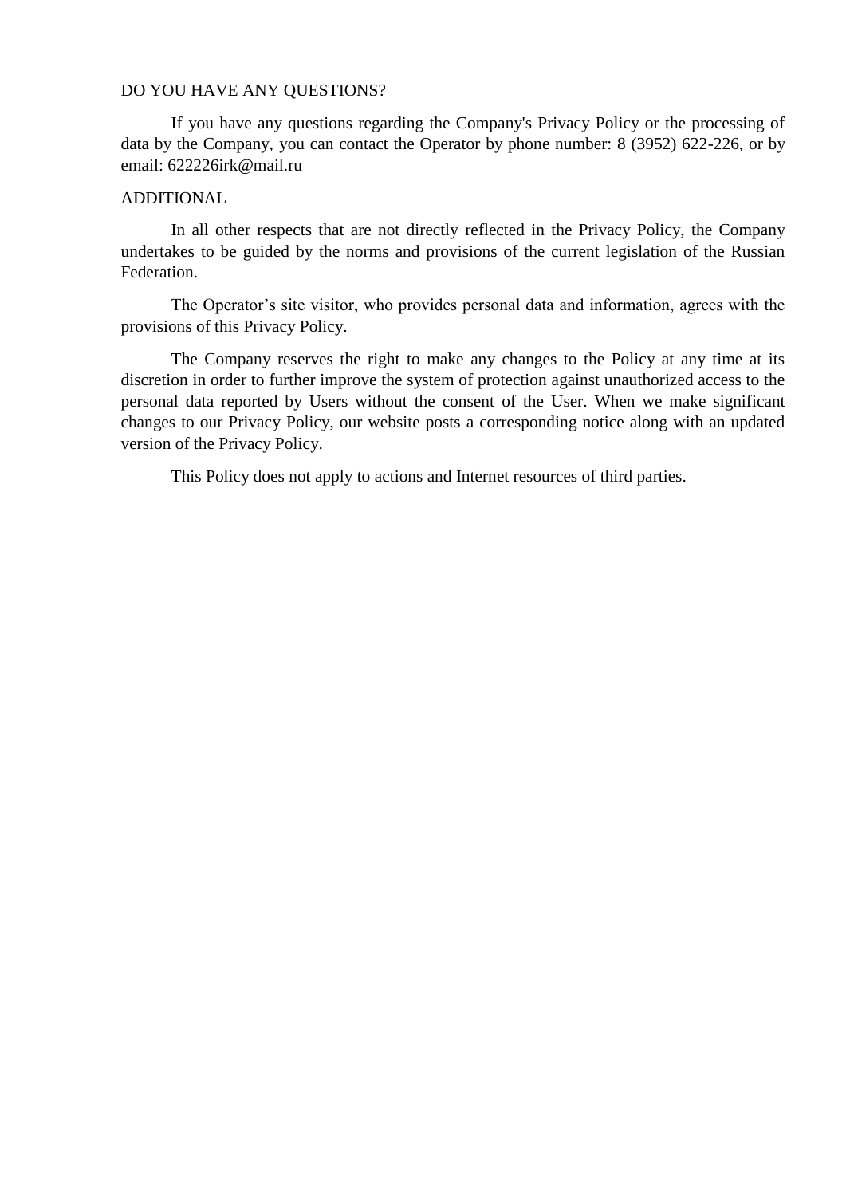## DO YOU HAVE ANY QUESTIONS?

If you have any questions regarding the Company's Privacy Policy or the processing of data by the Company, you can contact the Operator by phone number: 8 (3952) 622-226, or by email: 622226irk@mail.ru

## ADDITIONAL

In all other respects that are not directly reflected in the Privacy Policy, the Company undertakes to be guided by the norms and provisions of the current legislation of the Russian Federation.

The Operator's site visitor, who provides personal data and information, agrees with the provisions of this Privacy Policy.

The Company reserves the right to make any changes to the Policy at any time at its discretion in order to further improve the system of protection against unauthorized access to the personal data reported by Users without the consent of the User. When we make significant changes to our Privacy Policy, our website posts a corresponding notice along with an updated version of the Privacy Policy.

This Policy does not apply to actions and Internet resources of third parties.